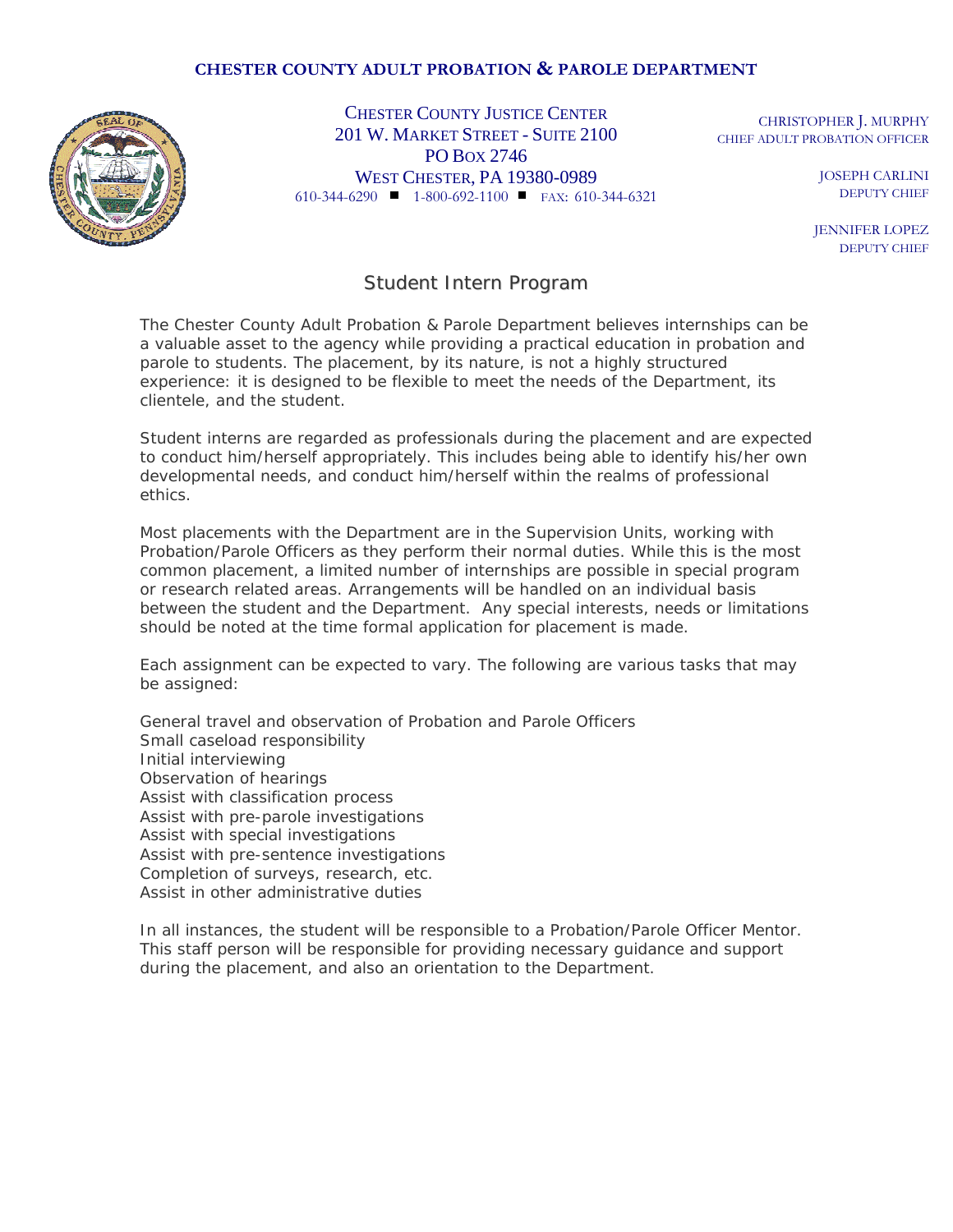**CHESTER COUNTY ADULT PROBATION & PAROLE DEPARTMENT**

CHESTER COUNTY JUSTICE CENTER
201 W. MARKET STREET - SUITE 2100
PO BOX 2746
WEST CHESTER, PA 19380-0989
610-344-6290 ■ 1-800-692-1100 ■ FAX: 610-344-6321

CHRISTOPHER J. MURPHY
CHIEF ADULT PROBATION OFFICER

JOSEPH CARLINI
DEPUTY CHIEF

JENNIFER LOPEZ
DEPUTY CHIEF

# Student Intern Program

The Chester County Adult Probation & Parole Department believes internships can be a valuable asset to the agency while providing a practical education in probation and parole to students. The placement, by its nature, is not a highly structured experience: it is designed to be flexible to meet the needs of the Department, its clientele, and the student.

Student interns are regarded as professionals during the placement and are expected to conduct him/herself appropriately. This includes being able to identify his/her own developmental needs, and conduct him/herself within the realms of professional ethics.

Most placements with the Department are in the Supervision Units, working with Probation/Parole Officers as they perform their normal duties. While this is the most common placement, a limited number of internships are possible in special program or research related areas. Arrangements will be handled on an individual basis between the student and the Department. Any special interests, needs or limitations should be noted at the time formal application for placement is made.

Each assignment can be expected to vary. The following are various tasks that may be assigned:

General travel and observation of Probation and Parole Officers
Small caseload responsibility
Initial interviewing
Observation of hearings
Assist with classification process
Assist with pre-parole investigations
Assist with special investigations
Assist with pre-sentence investigations
Completion of surveys, research, etc.
Assist in other administrative duties

In all instances, the student will be responsible to a Probation/Parole Officer Mentor. This staff person will be responsible for providing necessary guidance and support during the placement, and also an orientation to the Department.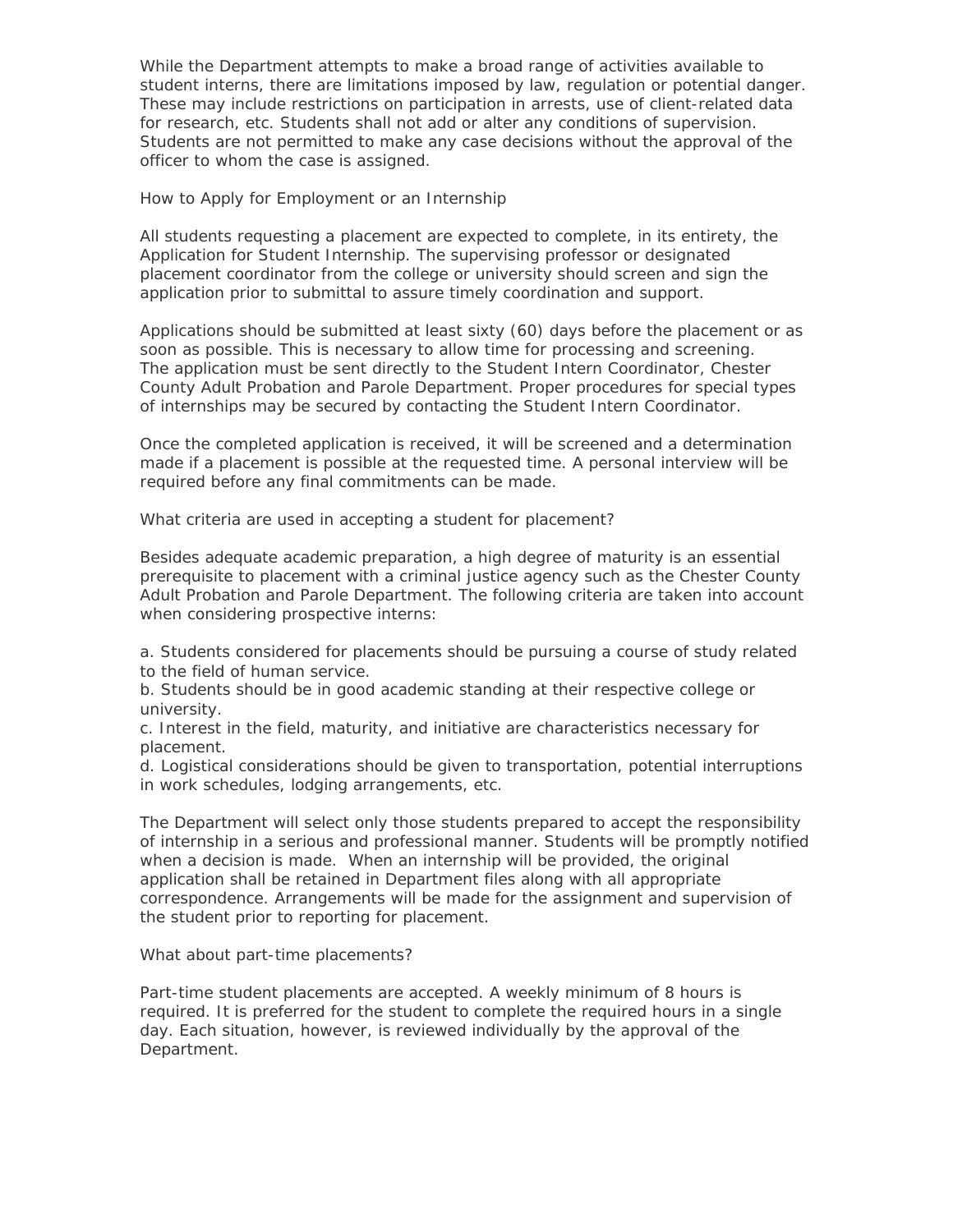While the Department attempts to make a broad range of activities available to student interns, there are limitations imposed by law, regulation or potential danger. These may include restrictions on participation in arrests, use of client-related data for research, etc. Students shall not add or alter any conditions of supervision. Students are not permitted to make any case decisions without the approval of the officer to whom the case is assigned.

## How to Apply for Employment or an Internship

All students requesting a placement are expected to complete, in its entirety, the Application for Student Internship. The supervising professor or designated placement coordinator from the college or university should screen and sign the application prior to submittal to assure timely coordination and support.

Applications should be submitted at least sixty (60) days before the placement or as soon as possible. This is necessary to allow time for processing and screening. The application must be sent directly to the Student Intern Coordinator, Chester County Adult Probation and Parole Department. Proper procedures for special types of internships may be secured by contacting the Student Intern Coordinator.

Once the completed application is received, it will be screened and a determination made if a placement is possible at the requested time. A personal interview will be required before any final commitments can be made.

## What criteria are used in accepting a student for placement?

Besides adequate academic preparation, a high degree of maturity is an essential prerequisite to placement with a criminal justice agency such as the Chester County Adult Probation and Parole Department. The following criteria are taken into account when considering prospective interns:

a. Students considered for placements should be pursuing a course of study related to the field of human service.
b. Students should be in good academic standing at their respective college or university.
c. Interest in the field, maturity, and initiative are characteristics necessary for placement.
d. Logistical considerations should be given to transportation, potential interruptions in work schedules, lodging arrangements, etc.

The Department will select only those students prepared to accept the responsibility of internship in a serious and professional manner. Students will be promptly notified when a decision is made. When an internship will be provided, the original application shall be retained in Department files along with all appropriate correspondence. Arrangements will be made for the assignment and supervision of the student prior to reporting for placement.

## What about part-time placements?

Part-time student placements are accepted. A weekly minimum of 8 hours is required. It is preferred for the student to complete the required hours in a single day. Each situation, however, is reviewed individually by the approval of the Department.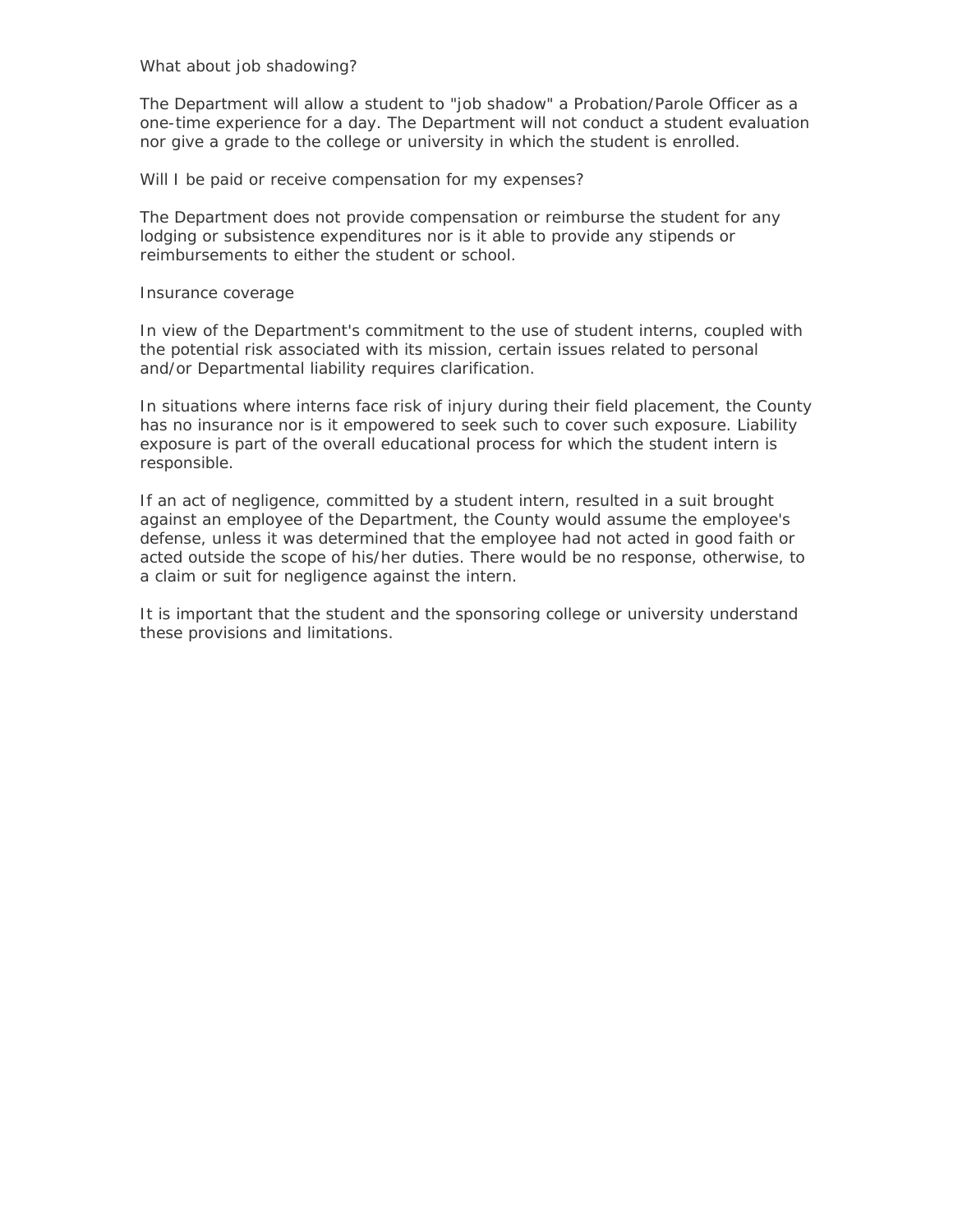What about job shadowing?

The Department will allow a student to "job shadow" a Probation/Parole Officer as a one-time experience for a day. The Department will not conduct a student evaluation nor give a grade to the college or university in which the student is enrolled.

Will I be paid or receive compensation for my expenses?

The Department does not provide compensation or reimburse the student for any lodging or subsistence expenditures nor is it able to provide any stipends or reimbursements to either the student or school.

Insurance coverage

In view of the Department's commitment to the use of student interns, coupled with the potential risk associated with its mission, certain issues related to personal and/or Departmental liability requires clarification.

In situations where interns face risk of injury during their field placement, the County has no insurance nor is it empowered to seek such to cover such exposure. Liability exposure is part of the overall educational process for which the student intern is responsible.

If an act of negligence, committed by a student intern, resulted in a suit brought against an employee of the Department, the County would assume the employee's defense, unless it was determined that the employee had not acted in good faith or acted outside the scope of his/her duties. There would be no response, otherwise, to a claim or suit for negligence against the intern.

It is important that the student and the sponsoring college or university understand these provisions and limitations.